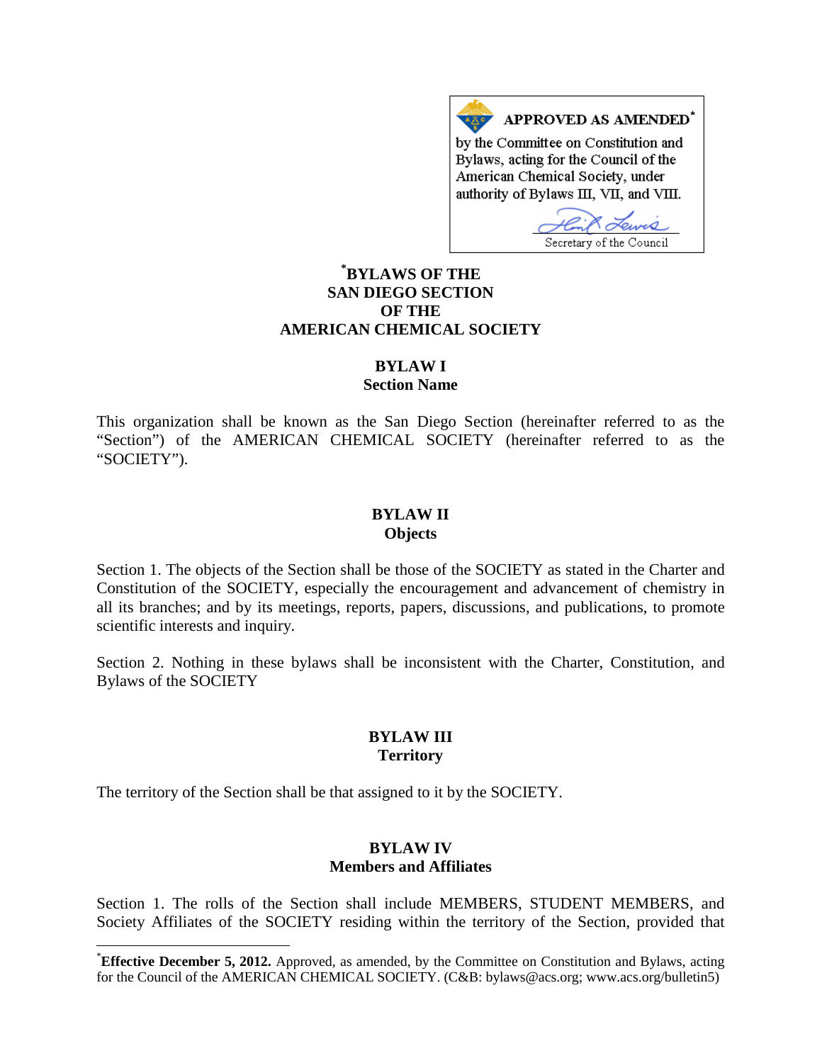**APPROVED AS AMENDED***

by the Committee on Constitution and Bylaws, acting for the Council of the American Chemical Society, under authority of Bylaws III, VII, and VIII.

Secretary of the Council

# *BYLAWS OF THE SAN DIEGO SECTION OF THE AMERICAN CHEMICAL SOCIETY

## BYLAW I
## Section Name

This organization shall be known as the San Diego Section (hereinafter referred to as the "Section") of the AMERICAN CHEMICAL SOCIETY (hereinafter referred to as the "SOCIETY").

## BYLAW II
## Objects

Section 1. The objects of the Section shall be those of the SOCIETY as stated in the Charter and Constitution of the SOCIETY, especially the encouragement and advancement of chemistry in all its branches; and by its meetings, reports, papers, discussions, and publications, to promote scientific interests and inquiry.

Section 2. Nothing in these bylaws shall be inconsistent with the Charter, Constitution, and Bylaws of the SOCIETY

## BYLAW III
## Territory

The territory of the Section shall be that assigned to it by the SOCIETY.

## BYLAW IV
## Members and Affiliates

Section 1. The rolls of the Section shall include MEMBERS, STUDENT MEMBERS, and Society Affiliates of the SOCIETY residing within the territory of the Section, provided that

---

***Effective December 5, 2012.** Approved, as amended, by the Committee on Constitution and Bylaws, acting for the Council of the AMERICAN CHEMICAL SOCIETY. (C&B: bylaws@acs.org; www.acs.org/bulletin5)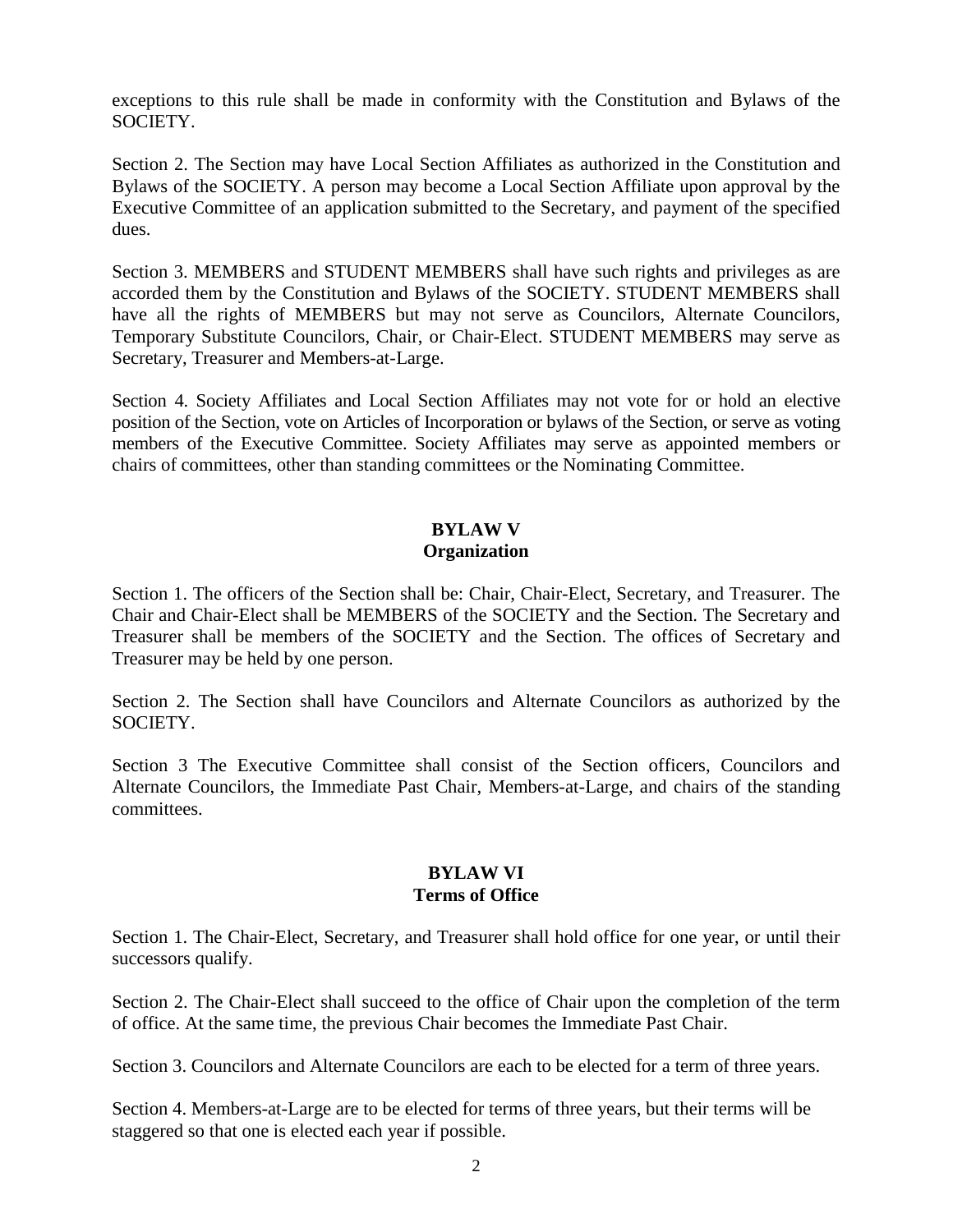exceptions to this rule shall be made in conformity with the Constitution and Bylaws of the SOCIETY.

Section 2. The Section may have Local Section Affiliates as authorized in the Constitution and Bylaws of the SOCIETY. A person may become a Local Section Affiliate upon approval by the Executive Committee of an application submitted to the Secretary, and payment of the specified dues.

Section 3. MEMBERS and STUDENT MEMBERS shall have such rights and privileges as are accorded them by the Constitution and Bylaws of the SOCIETY. STUDENT MEMBERS shall have all the rights of MEMBERS but may not serve as Councilors, Alternate Councilors, Temporary Substitute Councilors, Chair, or Chair-Elect. STUDENT MEMBERS may serve as Secretary, Treasurer and Members-at-Large.

Section 4. Society Affiliates and Local Section Affiliates may not vote for or hold an elective position of the Section, vote on Articles of Incorporation or bylaws of the Section, or serve as voting members of the Executive Committee. Society Affiliates may serve as appointed members or chairs of committees, other than standing committees or the Nominating Committee.

## BYLAW V
## Organization

Section 1. The officers of the Section shall be: Chair, Chair-Elect, Secretary, and Treasurer. The Chair and Chair-Elect shall be MEMBERS of the SOCIETY and the Section. The Secretary and Treasurer shall be members of the SOCIETY and the Section. The offices of Secretary and Treasurer may be held by one person.

Section 2. The Section shall have Councilors and Alternate Councilors as authorized by the SOCIETY.

Section 3 The Executive Committee shall consist of the Section officers, Councilors and Alternate Councilors, the Immediate Past Chair, Members-at-Large, and chairs of the standing committees.

## BYLAW VI
## Terms of Office

Section 1. The Chair-Elect, Secretary, and Treasurer shall hold office for one year, or until their successors qualify.

Section 2. The Chair-Elect shall succeed to the office of Chair upon the completion of the term of office. At the same time, the previous Chair becomes the Immediate Past Chair.

Section 3. Councilors and Alternate Councilors are each to be elected for a term of three years.

Section 4. Members-at-Large are to be elected for terms of three years, but their terms will be staggered so that one is elected each year if possible.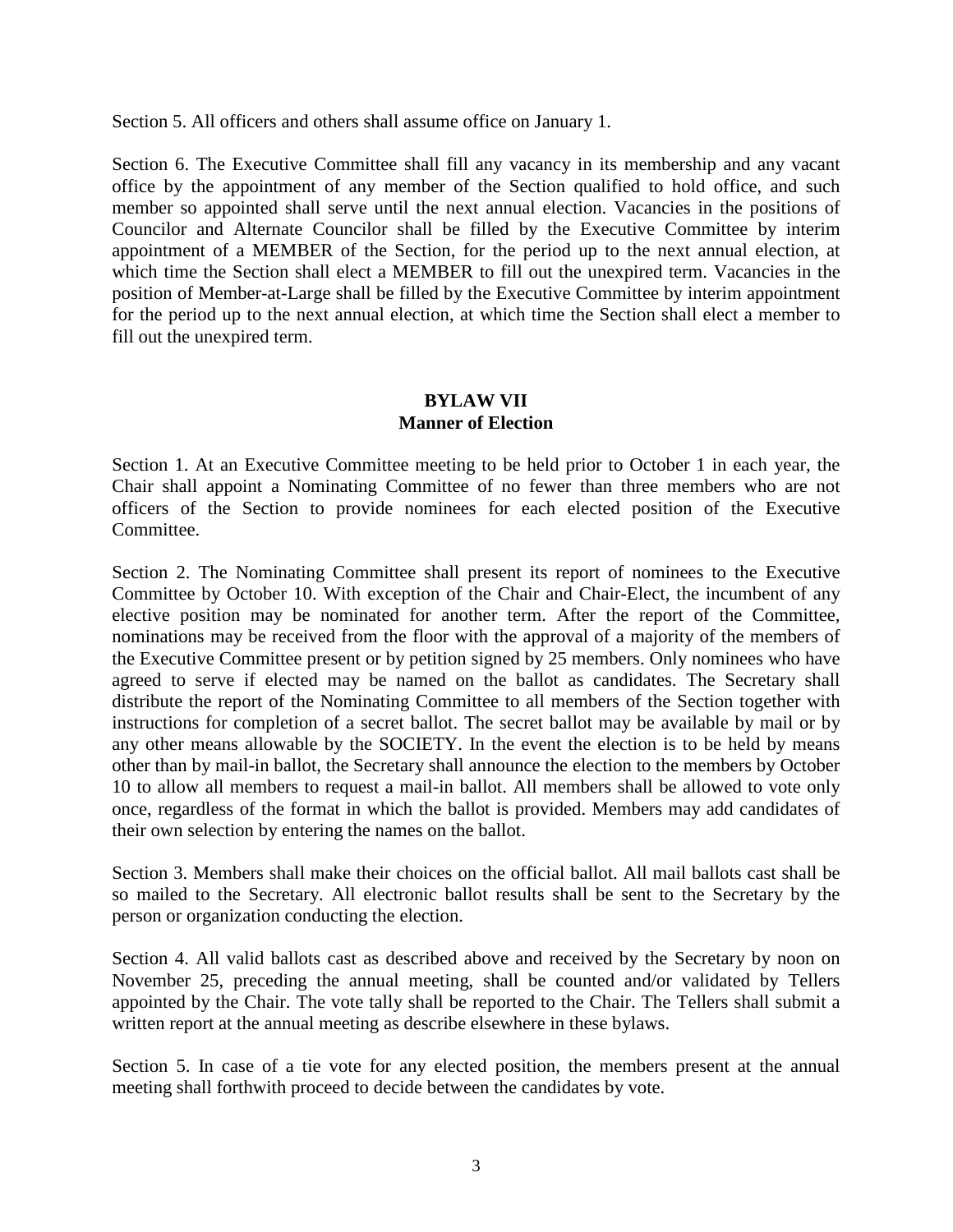Section 5. All officers and others shall assume office on January 1.

Section 6. The Executive Committee shall fill any vacancy in its membership and any vacant office by the appointment of any member of the Section qualified to hold office, and such member so appointed shall serve until the next annual election. Vacancies in the positions of Councilor and Alternate Councilor shall be filled by the Executive Committee by interim appointment of a MEMBER of the Section, for the period up to the next annual election, at which time the Section shall elect a MEMBER to fill out the unexpired term. Vacancies in the position of Member-at-Large shall be filled by the Executive Committee by interim appointment for the period up to the next annual election, at which time the Section shall elect a member to fill out the unexpired term.

## BYLAW VII
## Manner of Election

Section 1. At an Executive Committee meeting to be held prior to October 1 in each year, the Chair shall appoint a Nominating Committee of no fewer than three members who are not officers of the Section to provide nominees for each elected position of the Executive Committee.

Section 2. The Nominating Committee shall present its report of nominees to the Executive Committee by October 10. With exception of the Chair and Chair-Elect, the incumbent of any elective position may be nominated for another term. After the report of the Committee, nominations may be received from the floor with the approval of a majority of the members of the Executive Committee present or by petition signed by 25 members. Only nominees who have agreed to serve if elected may be named on the ballot as candidates. The Secretary shall distribute the report of the Nominating Committee to all members of the Section together with instructions for completion of a secret ballot. The secret ballot may be available by mail or by any other means allowable by the SOCIETY. In the event the election is to be held by means other than by mail-in ballot, the Secretary shall announce the election to the members by October 10 to allow all members to request a mail-in ballot. All members shall be allowed to vote only once, regardless of the format in which the ballot is provided. Members may add candidates of their own selection by entering the names on the ballot.

Section 3. Members shall make their choices on the official ballot. All mail ballots cast shall be so mailed to the Secretary. All electronic ballot results shall be sent to the Secretary by the person or organization conducting the election.

Section 4. All valid ballots cast as described above and received by the Secretary by noon on November 25, preceding the annual meeting, shall be counted and/or validated by Tellers appointed by the Chair. The vote tally shall be reported to the Chair. The Tellers shall submit a written report at the annual meeting as describe elsewhere in these bylaws.

Section 5. In case of a tie vote for any elected position, the members present at the annual meeting shall forthwith proceed to decide between the candidates by vote.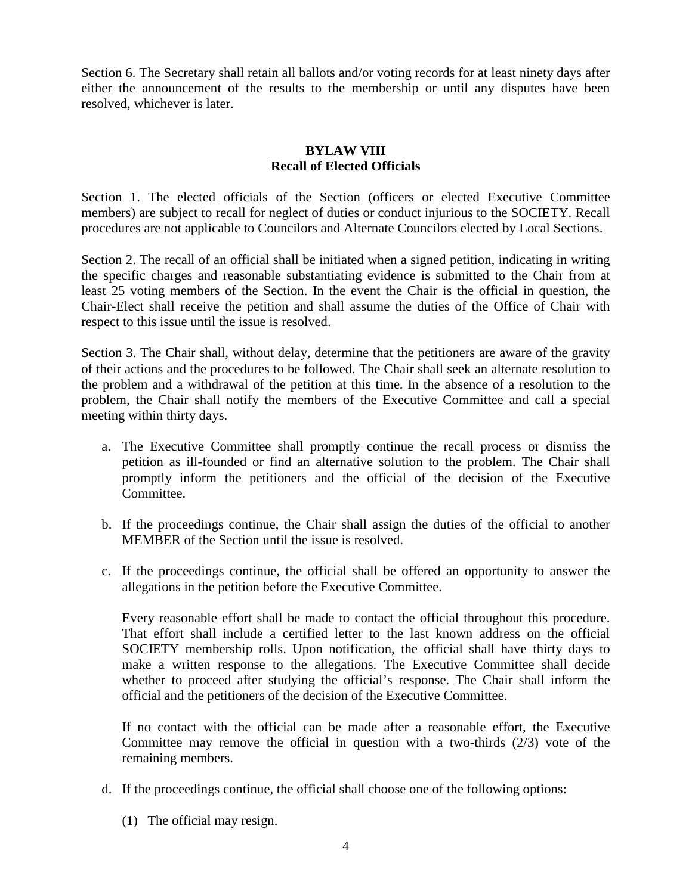Section 6. The Secretary shall retain all ballots and/or voting records for at least ninety days after either the announcement of the results to the membership or until any disputes have been resolved, whichever is later.

## BYLAW VIII
## Recall of Elected Officials

Section 1. The elected officials of the Section (officers or elected Executive Committee members) are subject to recall for neglect of duties or conduct injurious to the SOCIETY. Recall procedures are not applicable to Councilors and Alternate Councilors elected by Local Sections.

Section 2. The recall of an official shall be initiated when a signed petition, indicating in writing the specific charges and reasonable substantiating evidence is submitted to the Chair from at least 25 voting members of the Section. In the event the Chair is the official in question, the Chair-Elect shall receive the petition and shall assume the duties of the Office of Chair with respect to this issue until the issue is resolved.

Section 3. The Chair shall, without delay, determine that the petitioners are aware of the gravity of their actions and the procedures to be followed. The Chair shall seek an alternate resolution to the problem and a withdrawal of the petition at this time. In the absence of a resolution to the problem, the Chair shall notify the members of the Executive Committee and call a special meeting within thirty days.

a. The Executive Committee shall promptly continue the recall process or dismiss the petition as ill-founded or find an alternative solution to the problem. The Chair shall promptly inform the petitioners and the official of the decision of the Executive Committee.

b. If the proceedings continue, the Chair shall assign the duties of the official to another MEMBER of the Section until the issue is resolved.

c. If the proceedings continue, the official shall be offered an opportunity to answer the allegations in the petition before the Executive Committee.

   Every reasonable effort shall be made to contact the official throughout this procedure. That effort shall include a certified letter to the last known address on the official SOCIETY membership rolls. Upon notification, the official shall have thirty days to make a written response to the allegations. The Executive Committee shall decide whether to proceed after studying the official's response. The Chair shall inform the official and the petitioners of the decision of the Executive Committee.

   If no contact with the official can be made after a reasonable effort, the Executive Committee may remove the official in question with a two-thirds (2/3) vote of the remaining members.

d. If the proceedings continue, the official shall choose one of the following options:

   (1) The official may resign.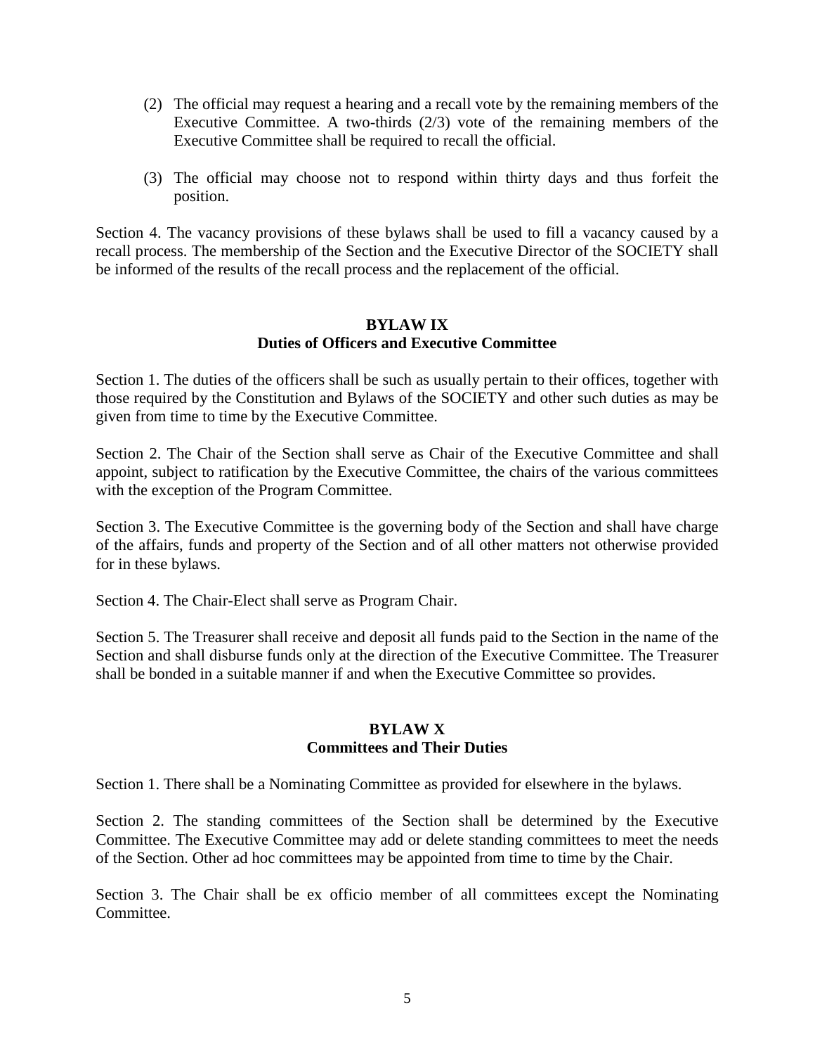(2) The official may request a hearing and a recall vote by the remaining members of the Executive Committee. A two-thirds (2/3) vote of the remaining members of the Executive Committee shall be required to recall the official.

(3) The official may choose not to respond within thirty days and thus forfeit the position.

Section 4. The vacancy provisions of these bylaws shall be used to fill a vacancy caused by a recall process. The membership of the Section and the Executive Director of the SOCIETY shall be informed of the results of the recall process and the replacement of the official.

## BYLAW IX
## Duties of Officers and Executive Committee

Section 1. The duties of the officers shall be such as usually pertain to their offices, together with those required by the Constitution and Bylaws of the SOCIETY and other such duties as may be given from time to time by the Executive Committee.

Section 2. The Chair of the Section shall serve as Chair of the Executive Committee and shall appoint, subject to ratification by the Executive Committee, the chairs of the various committees with the exception of the Program Committee.

Section 3. The Executive Committee is the governing body of the Section and shall have charge of the affairs, funds and property of the Section and of all other matters not otherwise provided for in these bylaws.

Section 4. The Chair-Elect shall serve as Program Chair.

Section 5. The Treasurer shall receive and deposit all funds paid to the Section in the name of the Section and shall disburse funds only at the direction of the Executive Committee. The Treasurer shall be bonded in a suitable manner if and when the Executive Committee so provides.

## BYLAW X
## Committees and Their Duties

Section 1. There shall be a Nominating Committee as provided for elsewhere in the bylaws.

Section 2. The standing committees of the Section shall be determined by the Executive Committee. The Executive Committee may add or delete standing committees to meet the needs of the Section. Other ad hoc committees may be appointed from time to time by the Chair.

Section 3. The Chair shall be ex officio member of all committees except the Nominating Committee.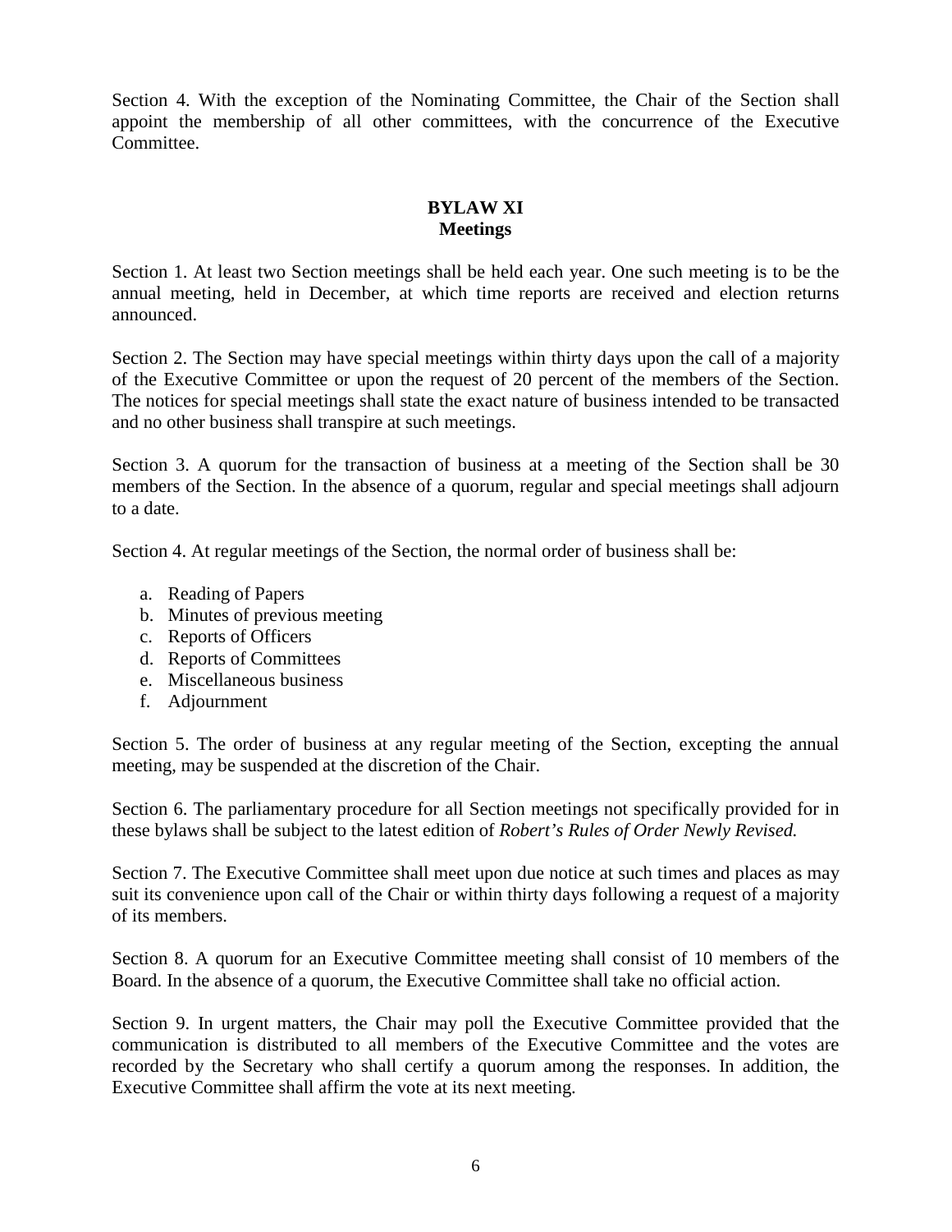Section 4. With the exception of the Nominating Committee, the Chair of the Section shall appoint the membership of all other committees, with the concurrence of the Executive Committee.

## BYLAW XI
## Meetings

Section 1. At least two Section meetings shall be held each year. One such meeting is to be the annual meeting, held in December, at which time reports are received and election returns announced.

Section 2. The Section may have special meetings within thirty days upon the call of a majority of the Executive Committee or upon the request of 20 percent of the members of the Section. The notices for special meetings shall state the exact nature of business intended to be transacted and no other business shall transpire at such meetings.

Section 3. A quorum for the transaction of business at a meeting of the Section shall be 30 members of the Section. In the absence of a quorum, regular and special meetings shall adjourn to a date.

Section 4. At regular meetings of the Section, the normal order of business shall be:

a. Reading of Papers
b. Minutes of previous meeting
c. Reports of Officers
d. Reports of Committees
e. Miscellaneous business
f. Adjournment

Section 5. The order of business at any regular meeting of the Section, excepting the annual meeting, may be suspended at the discretion of the Chair.

Section 6. The parliamentary procedure for all Section meetings not specifically provided for in these bylaws shall be subject to the latest edition of *Robert's Rules of Order Newly Revised.*

Section 7. The Executive Committee shall meet upon due notice at such times and places as may suit its convenience upon call of the Chair or within thirty days following a request of a majority of its members.

Section 8. A quorum for an Executive Committee meeting shall consist of 10 members of the Board. In the absence of a quorum, the Executive Committee shall take no official action.

Section 9. In urgent matters, the Chair may poll the Executive Committee provided that the communication is distributed to all members of the Executive Committee and the votes are recorded by the Secretary who shall certify a quorum among the responses. In addition, the Executive Committee shall affirm the vote at its next meeting.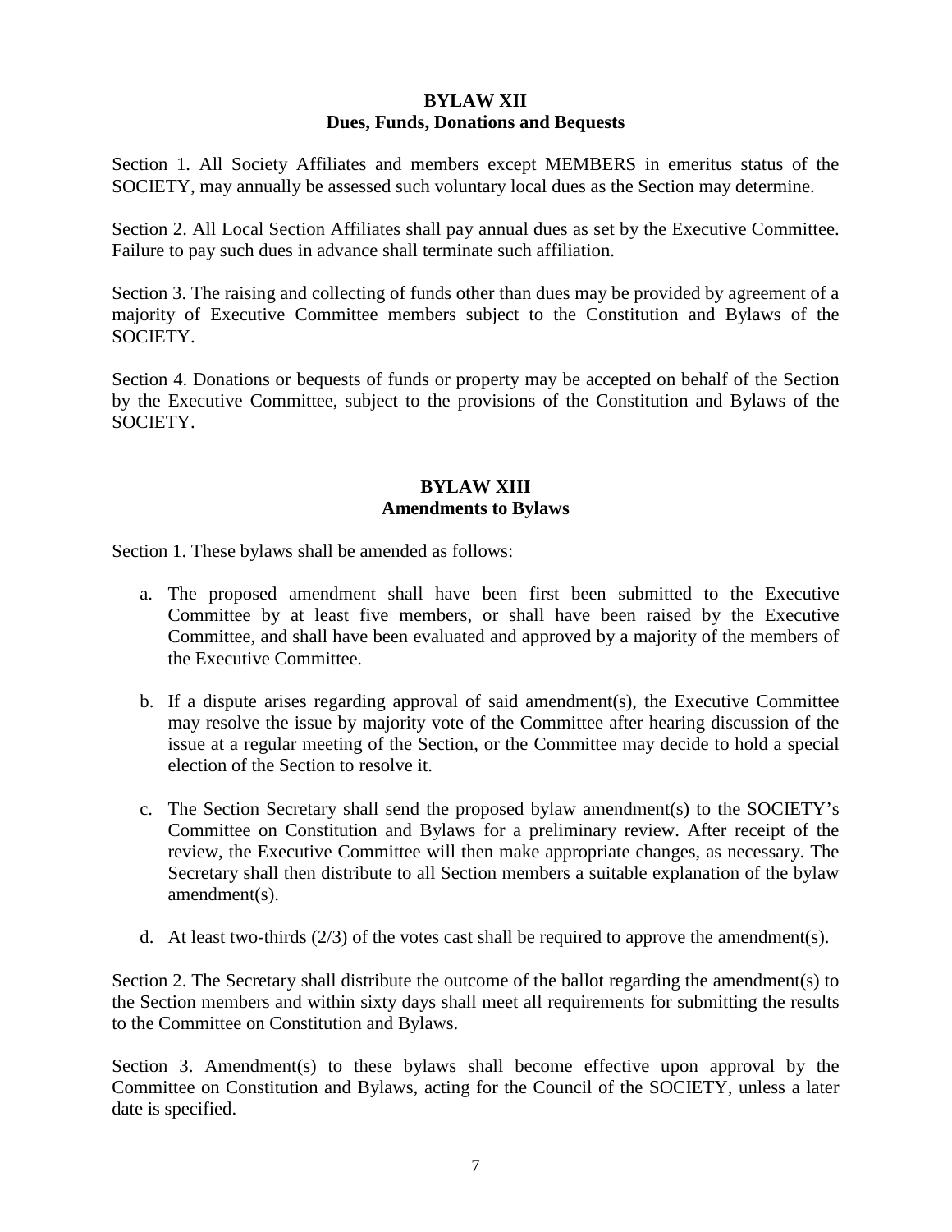## BYLAW XII
### Dues, Funds, Donations and Bequests

Section 1. All Society Affiliates and members except MEMBERS in emeritus status of the SOCIETY, may annually be assessed such voluntary local dues as the Section may determine.

Section 2. All Local Section Affiliates shall pay annual dues as set by the Executive Committee. Failure to pay such dues in advance shall terminate such affiliation.

Section 3. The raising and collecting of funds other than dues may be provided by agreement of a majority of Executive Committee members subject to the Constitution and Bylaws of the SOCIETY.

Section 4. Donations or bequests of funds or property may be accepted on behalf of the Section by the Executive Committee, subject to the provisions of the Constitution and Bylaws of the SOCIETY.

## BYLAW XIII
### Amendments to Bylaws

Section 1. These bylaws shall be amended as follows:

a. The proposed amendment shall have been first been submitted to the Executive Committee by at least five members, or shall have been raised by the Executive Committee, and shall have been evaluated and approved by a majority of the members of the Executive Committee.

b. If a dispute arises regarding approval of said amendment(s), the Executive Committee may resolve the issue by majority vote of the Committee after hearing discussion of the issue at a regular meeting of the Section, or the Committee may decide to hold a special election of the Section to resolve it.

c. The Section Secretary shall send the proposed bylaw amendment(s) to the SOCIETY's Committee on Constitution and Bylaws for a preliminary review. After receipt of the review, the Executive Committee will then make appropriate changes, as necessary. The Secretary shall then distribute to all Section members a suitable explanation of the bylaw amendment(s).

d. At least two-thirds (2/3) of the votes cast shall be required to approve the amendment(s).

Section 2. The Secretary shall distribute the outcome of the ballot regarding the amendment(s) to the Section members and within sixty days shall meet all requirements for submitting the results to the Committee on Constitution and Bylaws.

Section 3. Amendment(s) to these bylaws shall become effective upon approval by the Committee on Constitution and Bylaws, acting for the Council of the SOCIETY, unless a later date is specified.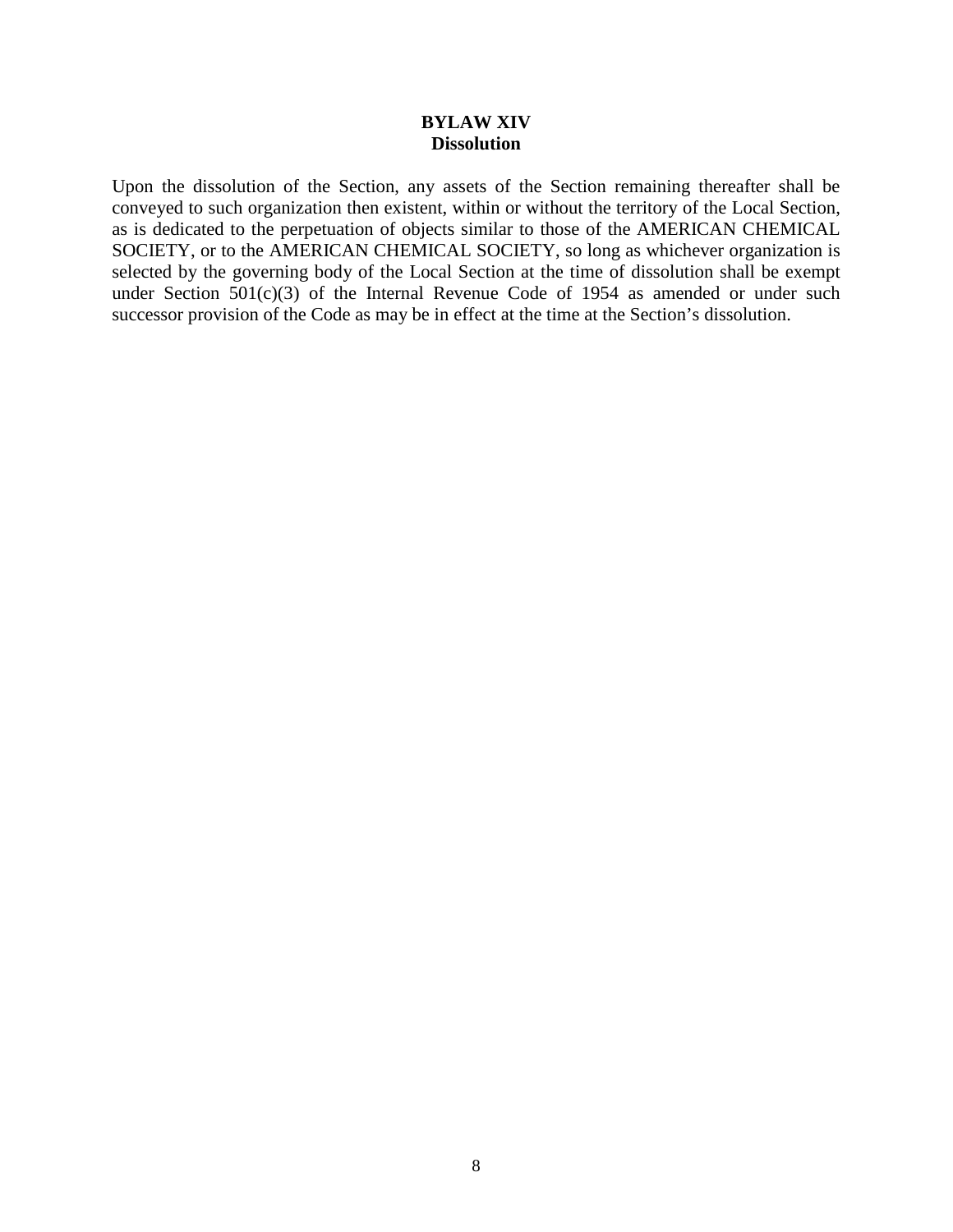## BYLAW XIV
## Dissolution

Upon the dissolution of the Section, any assets of the Section remaining thereafter shall be conveyed to such organization then existent, within or without the territory of the Local Section, as is dedicated to the perpetuation of objects similar to those of the AMERICAN CHEMICAL SOCIETY, or to the AMERICAN CHEMICAL SOCIETY, so long as whichever organization is selected by the governing body of the Local Section at the time of dissolution shall be exempt under Section 501(c)(3) of the Internal Revenue Code of 1954 as amended or under such successor provision of the Code as may be in effect at the time at the Section's dissolution.